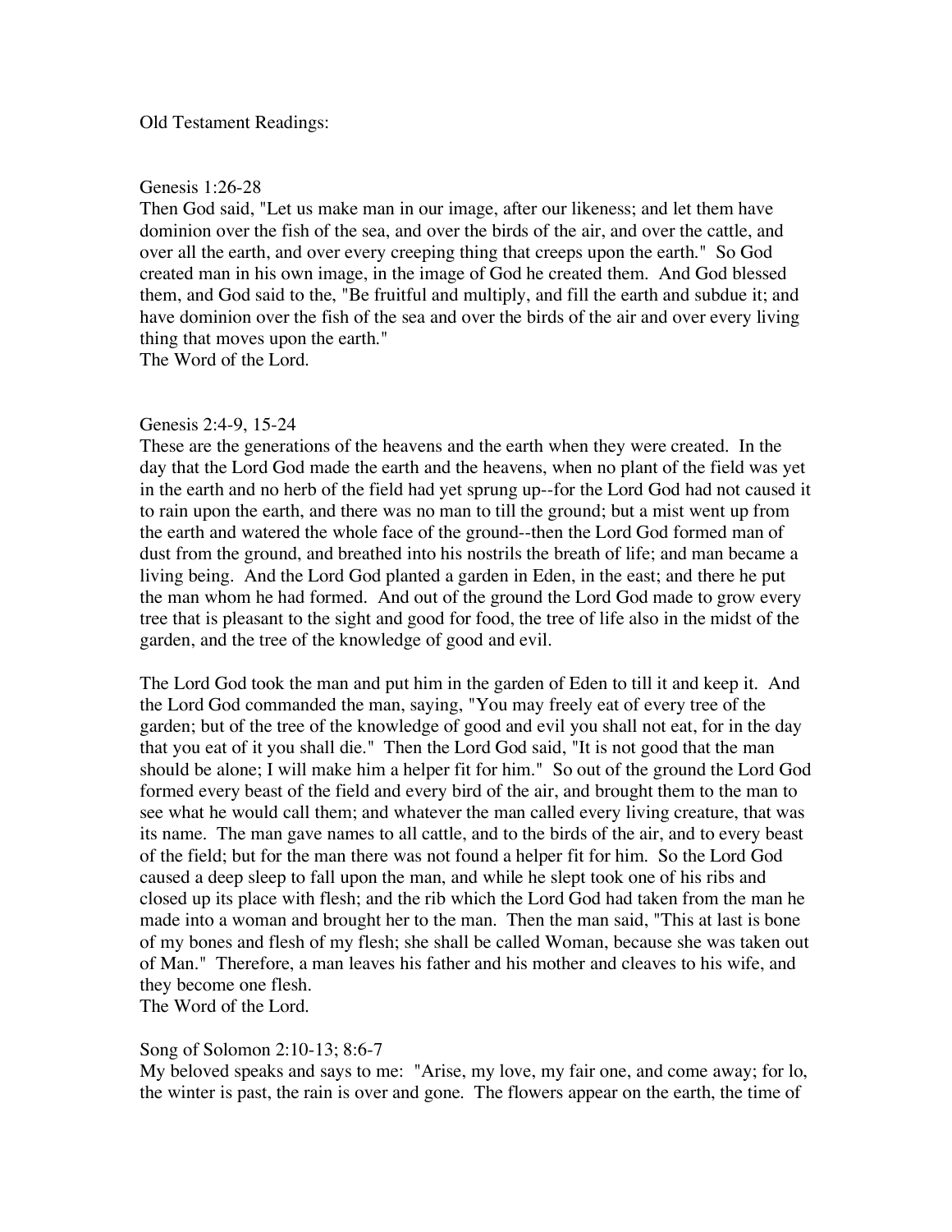Old Testament Readings:

Genesis 1:26-28

Then God said, "Let us make man in our image, after our likeness; and let them have dominion over the fish of the sea, and over the birds of the air, and over the cattle, and over all the earth, and over every creeping thing that creeps upon the earth." So God created man in his own image, in the image of God he created them. And God blessed them, and God said to the, "Be fruitful and multiply, and fill the earth and subdue it; and have dominion over the fish of the sea and over the birds of the air and over every living thing that moves upon the earth."

The Word of the Lord.

Genesis 2:4-9, 15-24

These are the generations of the heavens and the earth when they were created. In the day that the Lord God made the earth and the heavens, when no plant of the field was yet in the earth and no herb of the field had yet sprung up--for the Lord God had not caused it to rain upon the earth, and there was no man to till the ground; but a mist went up from the earth and watered the whole face of the ground--then the Lord God formed man of dust from the ground, and breathed into his nostrils the breath of life; and man became a living being. And the Lord God planted a garden in Eden, in the east; and there he put the man whom he had formed. And out of the ground the Lord God made to grow every tree that is pleasant to the sight and good for food, the tree of life also in the midst of the garden, and the tree of the knowledge of good and evil.

The Lord God took the man and put him in the garden of Eden to till it and keep it. And the Lord God commanded the man, saying, "You may freely eat of every tree of the garden; but of the tree of the knowledge of good and evil you shall not eat, for in the day that you eat of it you shall die." Then the Lord God said, "It is not good that the man should be alone; I will make him a helper fit for him." So out of the ground the Lord God formed every beast of the field and every bird of the air, and brought them to the man to see what he would call them; and whatever the man called every living creature, that was its name. The man gave names to all cattle, and to the birds of the air, and to every beast of the field; but for the man there was not found a helper fit for him. So the Lord God caused a deep sleep to fall upon the man, and while he slept took one of his ribs and closed up its place with flesh; and the rib which the Lord God had taken from the man he made into a woman and brought her to the man. Then the man said, "This at last is bone of my bones and flesh of my flesh; she shall be called Woman, because she was taken out of Man." Therefore, a man leaves his father and his mother and cleaves to his wife, and they become one flesh.

The Word of the Lord.

Song of Solomon 2:10-13; 8:6-7

My beloved speaks and says to me: "Arise, my love, my fair one, and come away; for lo, the winter is past, the rain is over and gone. The flowers appear on the earth, the time of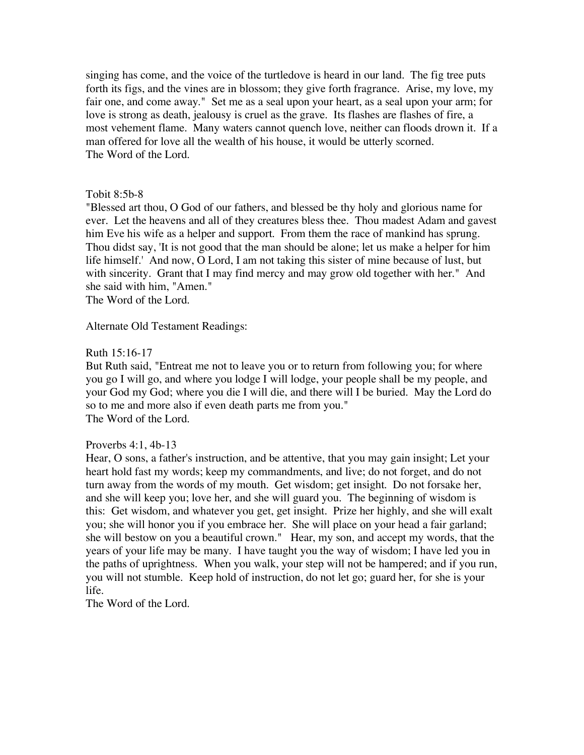singing has come, and the voice of the turtledove is heard in our land. The fig tree puts forth its figs, and the vines are in blossom; they give forth fragrance. Arise, my love, my fair one, and come away." Set me as a seal upon your heart, as a seal upon your arm; for love is strong as death, jealousy is cruel as the grave. Its flashes are flashes of fire, a most vehement flame. Many waters cannot quench love, neither can floods drown it. If a man offered for love all the wealth of his house, it would be utterly scorned.
The Word of the Lord.

Tobit 8:5b-8
"Blessed art thou, O God of our fathers, and blessed be thy holy and glorious name for ever. Let the heavens and all of they creatures bless thee. Thou madest Adam and gavest him Eve his wife as a helper and support. From them the race of mankind has sprung. Thou didst say, 'It is not good that the man should be alone; let us make a helper for him life himself.' And now, O Lord, I am not taking this sister of mine because of lust, but with sincerity. Grant that I may find mercy and may grow old together with her." And she said with him, "Amen."
The Word of the Lord.

Alternate Old Testament Readings:

Ruth 15:16-17
But Ruth said, "Entreat me not to leave you or to return from following you; for where you go I will go, and where you lodge I will lodge, your people shall be my people, and your God my God; where you die I will die, and there will I be buried. May the Lord do so to me and more also if even death parts me from you."
The Word of the Lord.

Proverbs 4:1, 4b-13
Hear, O sons, a father's instruction, and be attentive, that you may gain insight; Let your heart hold fast my words; keep my commandments, and live; do not forget, and do not turn away from the words of my mouth. Get wisdom; get insight. Do not forsake her, and she will keep you; love her, and she will guard you. The beginning of wisdom is this: Get wisdom, and whatever you get, get insight. Prize her highly, and she will exalt you; she will honor you if you embrace her. She will place on your head a fair garland; she will bestow on you a beautiful crown." Hear, my son, and accept my words, that the years of your life may be many. I have taught you the way of wisdom; I have led you in the paths of uprightness. When you walk, your step will not be hampered; and if you run, you will not stumble. Keep hold of instruction, do not let go; guard her, for she is your life.
The Word of the Lord.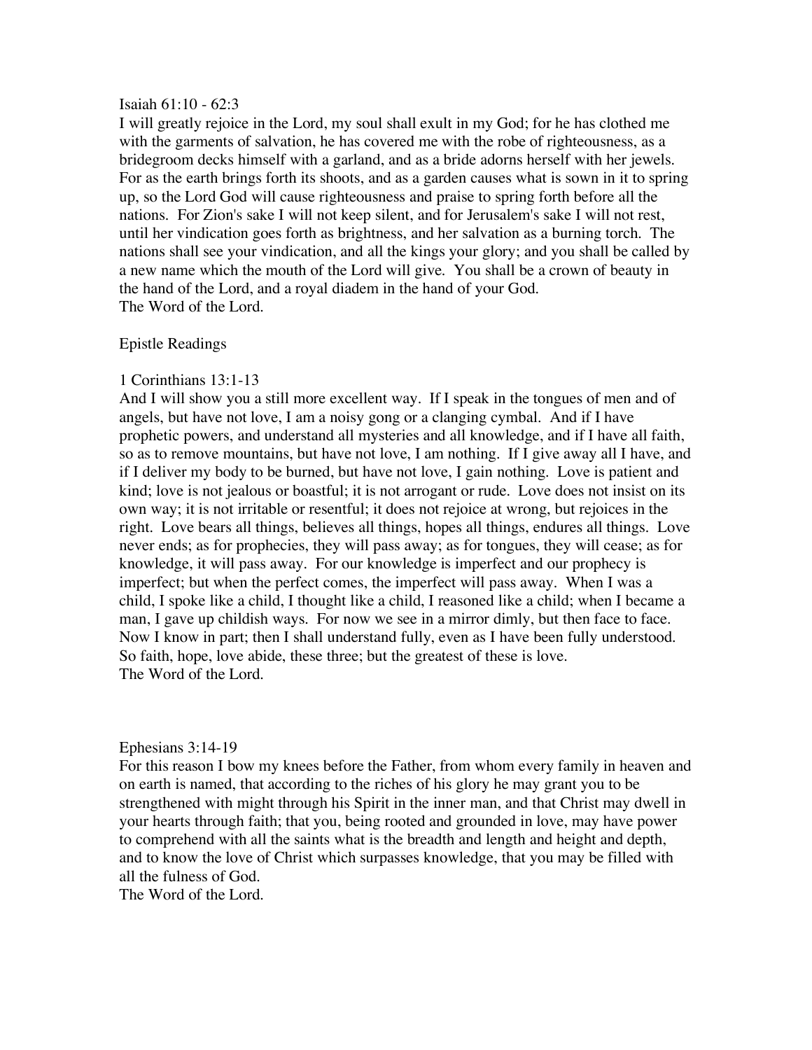Isaiah 61:10 - 62:3

I will greatly rejoice in the Lord, my soul shall exult in my God; for he has clothed me with the garments of salvation, he has covered me with the robe of righteousness, as a bridegroom decks himself with a garland, and as a bride adorns herself with her jewels. For as the earth brings forth its shoots, and as a garden causes what is sown in it to spring up, so the Lord God will cause righteousness and praise to spring forth before all the nations. For Zion's sake I will not keep silent, and for Jerusalem's sake I will not rest, until her vindication goes forth as brightness, and her salvation as a burning torch. The nations shall see your vindication, and all the kings your glory; and you shall be called by a new name which the mouth of the Lord will give. You shall be a crown of beauty in the hand of the Lord, and a royal diadem in the hand of your God.

The Word of the Lord.

## Epistle Readings

1 Corinthians 13:1-13

And I will show you a still more excellent way. If I speak in the tongues of men and of angels, but have not love, I am a noisy gong or a clanging cymbal. And if I have prophetic powers, and understand all mysteries and all knowledge, and if I have all faith, so as to remove mountains, but have not love, I am nothing. If I give away all I have, and if I deliver my body to be burned, but have not love, I gain nothing. Love is patient and kind; love is not jealous or boastful; it is not arrogant or rude. Love does not insist on its own way; it is not irritable or resentful; it does not rejoice at wrong, but rejoices in the right. Love bears all things, believes all things, hopes all things, endures all things. Love never ends; as for prophecies, they will pass away; as for tongues, they will cease; as for knowledge, it will pass away. For our knowledge is imperfect and our prophecy is imperfect; but when the perfect comes, the imperfect will pass away. When I was a child, I spoke like a child, I thought like a child, I reasoned like a child; when I became a man, I gave up childish ways. For now we see in a mirror dimly, but then face to face. Now I know in part; then I shall understand fully, even as I have been fully understood. So faith, hope, love abide, these three; but the greatest of these is love.

The Word of the Lord.

Ephesians 3:14-19

For this reason I bow my knees before the Father, from whom every family in heaven and on earth is named, that according to the riches of his glory he may grant you to be strengthened with might through his Spirit in the inner man, and that Christ may dwell in your hearts through faith; that you, being rooted and grounded in love, may have power to comprehend with all the saints what is the breadth and length and height and depth, and to know the love of Christ which surpasses knowledge, that you may be filled with all the fulness of God.

The Word of the Lord.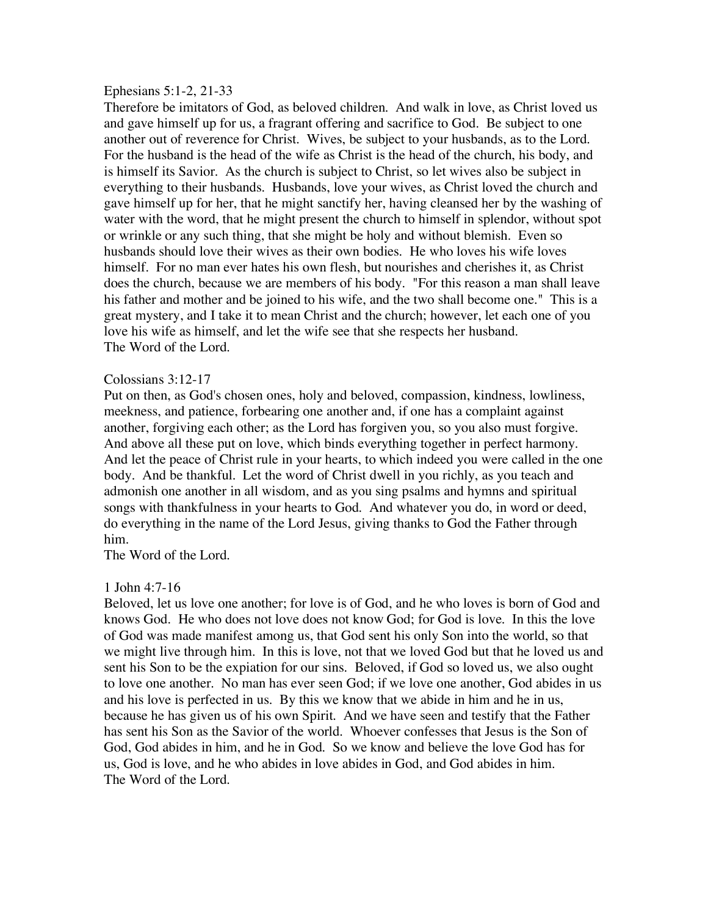Ephesians 5:1-2, 21-33

Therefore be imitators of God, as beloved children. And walk in love, as Christ loved us and gave himself up for us, a fragrant offering and sacrifice to God. Be subject to one another out of reverence for Christ. Wives, be subject to your husbands, as to the Lord. For the husband is the head of the wife as Christ is the head of the church, his body, and is himself its Savior. As the church is subject to Christ, so let wives also be subject in everything to their husbands. Husbands, love your wives, as Christ loved the church and gave himself up for her, that he might sanctify her, having cleansed her by the washing of water with the word, that he might present the church to himself in splendor, without spot or wrinkle or any such thing, that she might be holy and without blemish. Even so husbands should love their wives as their own bodies. He who loves his wife loves himself. For no man ever hates his own flesh, but nourishes and cherishes it, as Christ does the church, because we are members of his body. "For this reason a man shall leave his father and mother and be joined to his wife, and the two shall become one." This is a great mystery, and I take it to mean Christ and the church; however, let each one of you love his wife as himself, and let the wife see that she respects her husband.
The Word of the Lord.

Colossians 3:12-17

Put on then, as God's chosen ones, holy and beloved, compassion, kindness, lowliness, meekness, and patience, forbearing one another and, if one has a complaint against another, forgiving each other; as the Lord has forgiven you, so you also must forgive. And above all these put on love, which binds everything together in perfect harmony. And let the peace of Christ rule in your hearts, to which indeed you were called in the one body. And be thankful. Let the word of Christ dwell in you richly, as you teach and admonish one another in all wisdom, and as you sing psalms and hymns and spiritual songs with thankfulness in your hearts to God. And whatever you do, in word or deed, do everything in the name of the Lord Jesus, giving thanks to God the Father through him.
The Word of the Lord.

1 John 4:7-16

Beloved, let us love one another; for love is of God, and he who loves is born of God and knows God. He who does not love does not know God; for God is love. In this the love of God was made manifest among us, that God sent his only Son into the world, so that we might live through him. In this is love, not that we loved God but that he loved us and sent his Son to be the expiation for our sins. Beloved, if God so loved us, we also ought to love one another. No man has ever seen God; if we love one another, God abides in us and his love is perfected in us. By this we know that we abide in him and he in us, because he has given us of his own Spirit. And we have seen and testify that the Father has sent his Son as the Savior of the world. Whoever confesses that Jesus is the Son of God, God abides in him, and he in God. So we know and believe the love God has for us, God is love, and he who abides in love abides in God, and God abides in him.
The Word of the Lord.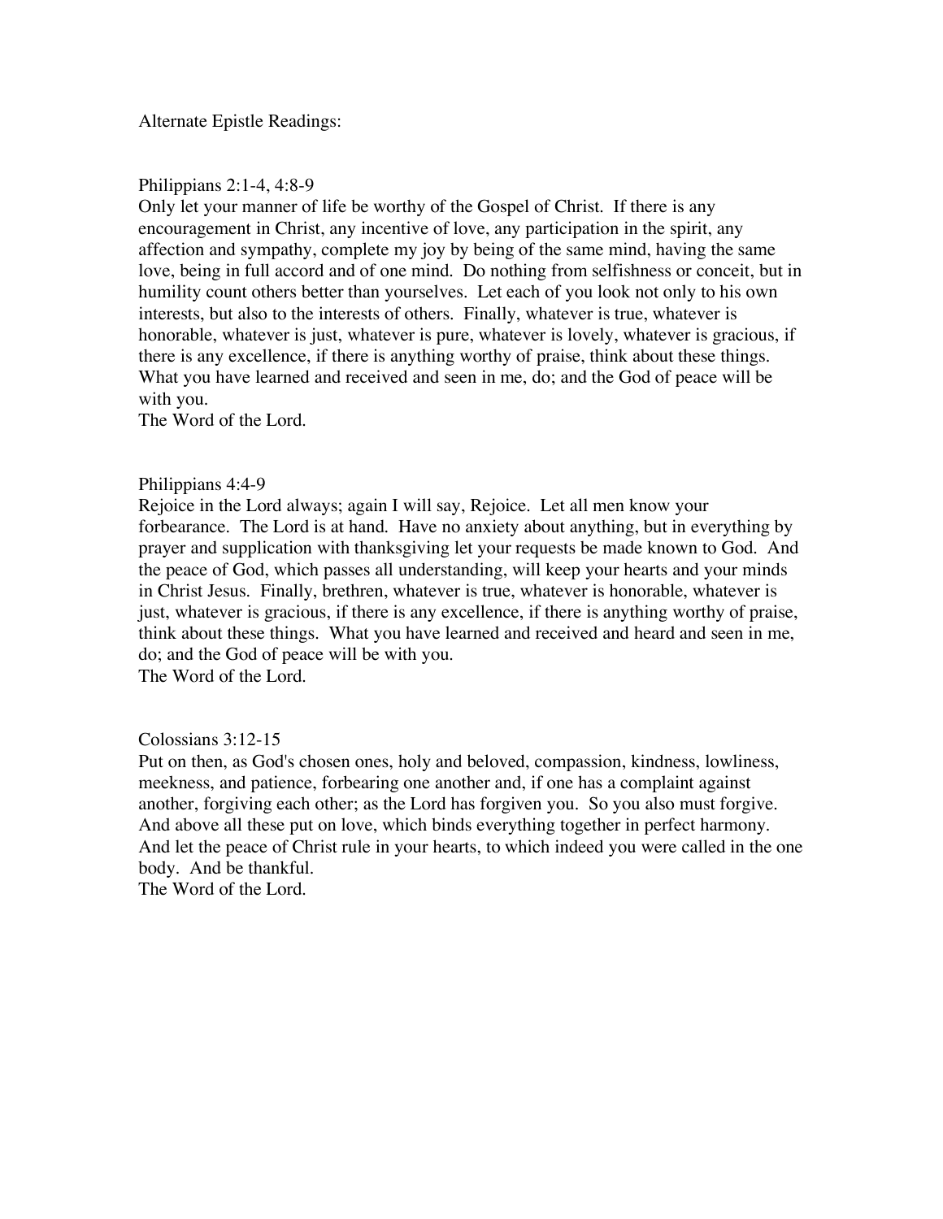Alternate Epistle Readings:

Philippians 2:1-4, 4:8-9

Only let your manner of life be worthy of the Gospel of Christ. If there is any encouragement in Christ, any incentive of love, any participation in the spirit, any affection and sympathy, complete my joy by being of the same mind, having the same love, being in full accord and of one mind. Do nothing from selfishness or conceit, but in humility count others better than yourselves. Let each of you look not only to his own interests, but also to the interests of others. Finally, whatever is true, whatever is honorable, whatever is just, whatever is pure, whatever is lovely, whatever is gracious, if there is any excellence, if there is anything worthy of praise, think about these things. What you have learned and received and seen in me, do; and the God of peace will be with you.
The Word of the Lord.

Philippians 4:4-9

Rejoice in the Lord always; again I will say, Rejoice. Let all men know your forbearance. The Lord is at hand. Have no anxiety about anything, but in everything by prayer and supplication with thanksgiving let your requests be made known to God. And the peace of God, which passes all understanding, will keep your hearts and your minds in Christ Jesus. Finally, brethren, whatever is true, whatever is honorable, whatever is just, whatever is gracious, if there is any excellence, if there is anything worthy of praise, think about these things. What you have learned and received and heard and seen in me, do; and the God of peace will be with you.
The Word of the Lord.

Colossians 3:12-15

Put on then, as God's chosen ones, holy and beloved, compassion, kindness, lowliness, meekness, and patience, forbearing one another and, if one has a complaint against another, forgiving each other; as the Lord has forgiven you. So you also must forgive. And above all these put on love, which binds everything together in perfect harmony. And let the peace of Christ rule in your hearts, to which indeed you were called in the one body. And be thankful.
The Word of the Lord.